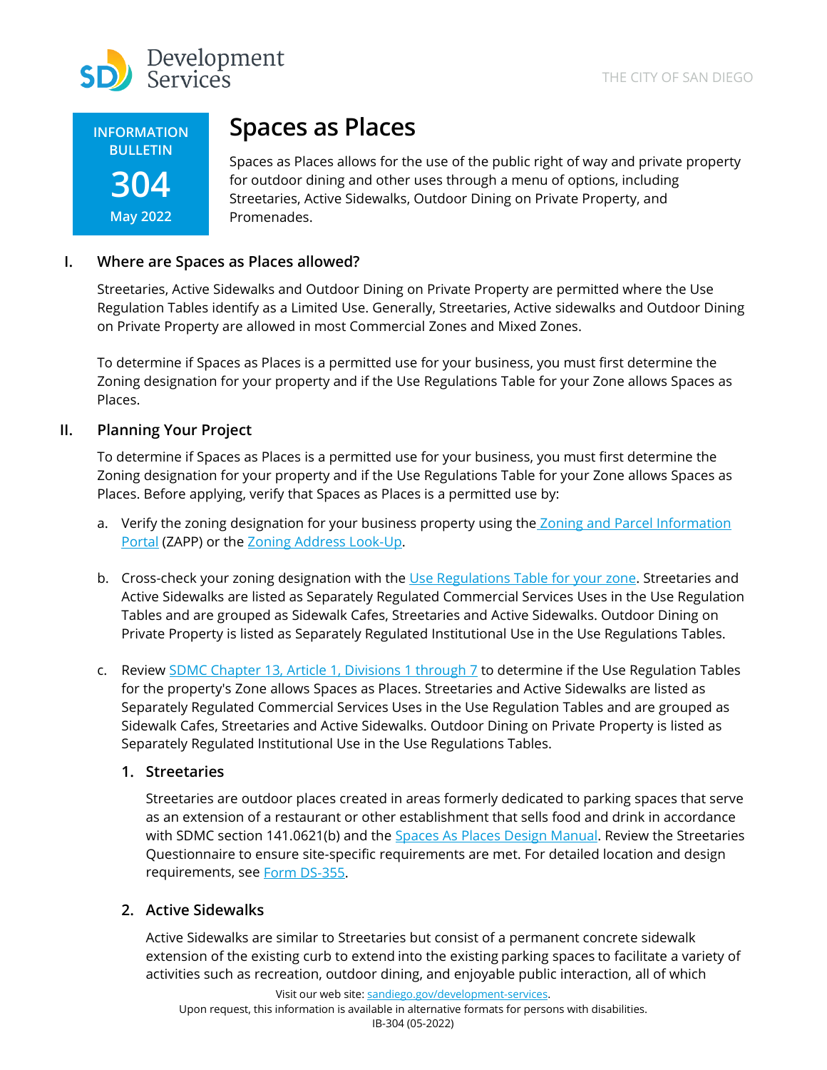# Spaces as Places

**INFORMATION BULLETIN 304**
**May 2022**

Spaces as Places allows for the use of the public right of way and private property for outdoor dining and other uses through a menu of options, including Streetaries, Active Sidewalks, Outdoor Dining on Private Property, and Promenades.

## I. Where are Spaces as Places allowed?

Streetaries, Active Sidewalks and Outdoor Dining on Private Property are permitted where the Use Regulation Tables identify as a Limited Use. Generally, Streetaries, Active sidewalks and Outdoor Dining on Private Property are allowed in most Commercial Zones and Mixed Zones.

To determine if Spaces as Places is a permitted use for your business, you must first determine the Zoning designation for your property and if the Use Regulations Table for your Zone allows Spaces as Places.

## II. Planning Your Project

To determine if Spaces as Places is a permitted use for your business, you must first determine the Zoning designation for your property and if the Use Regulations Table for your Zone allows Spaces as Places. Before applying, verify that Spaces as Places is a permitted use by:

a. Verify the zoning designation for your business property using the Zoning and Parcel Information Portal (ZAPP) or the Zoning Address Look-Up.

b. Cross-check your zoning designation with the Use Regulations Table for your zone. Streetaries and Active Sidewalks are listed as Separately Regulated Commercial Services Uses in the Use Regulation Tables and are grouped as Sidewalk Cafes, Streetaries and Active Sidewalks. Outdoor Dining on Private Property is listed as Separately Regulated Institutional Use in the Use Regulations Tables.

c. Review SDMC Chapter 13, Article 1, Divisions 1 through 7 to determine if the Use Regulation Tables for the property's Zone allows Spaces as Places. Streetaries and Active Sidewalks are listed as Separately Regulated Commercial Services Uses in the Use Regulation Tables and are grouped as Sidewalk Cafes, Streetaries and Active Sidewalks. Outdoor Dining on Private Property is listed as Separately Regulated Institutional Use in the Use Regulations Tables.

### 1. Streetaries

Streetaries are outdoor places created in areas formerly dedicated to parking spaces that serve as an extension of a restaurant or other establishment that sells food and drink in accordance with SDMC section 141.0621(b) and the Spaces As Places Design Manual. Review the Streetaries Questionnaire to ensure site-specific requirements are met. For detailed location and design requirements, see Form DS-355.

### 2. Active Sidewalks

Active Sidewalks are similar to Streetaries but consist of a permanent concrete sidewalk extension of the existing curb to extend into the existing parking spaces to facilitate a variety of activities such as recreation, outdoor dining, and enjoyable public interaction, all of which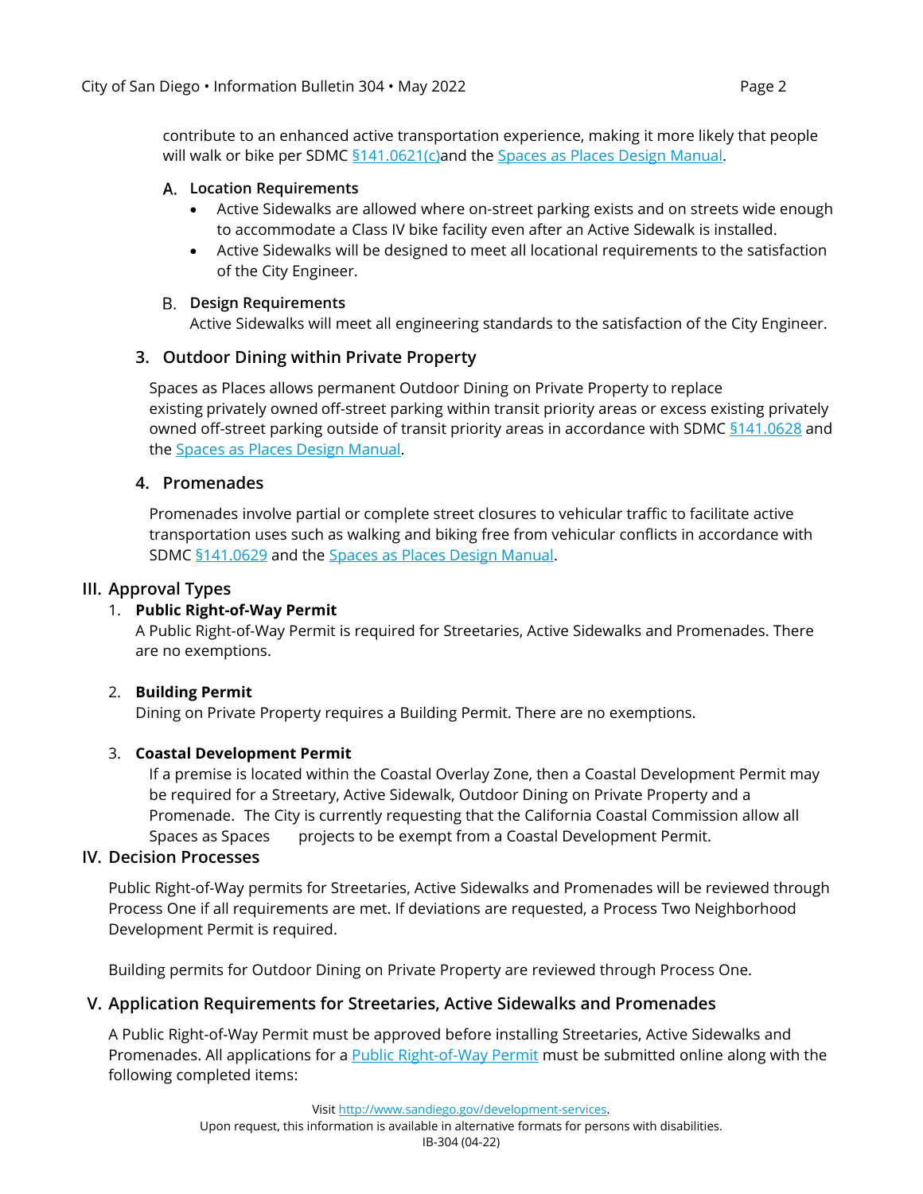contribute to an enhanced active transportation experience, making it more likely that people will walk or bike per SDMC [§141.0621(c)]and the [Spaces as Places Design Manual].

A. **Location Requirements**
- Active Sidewalks are allowed where on-street parking exists and on streets wide enough to accommodate a Class IV bike facility even after an Active Sidewalk is installed.
- Active Sidewalks will be designed to meet all locational requirements to the satisfaction of the City Engineer.

B. **Design Requirements**

Active Sidewalks will meet all engineering standards to the satisfaction of the City Engineer.

### 3. Outdoor Dining within Private Property

Spaces as Places allows permanent Outdoor Dining on Private Property to replace existing privately owned off-street parking within transit priority areas or excess existing privately owned off-street parking outside of transit priority areas in accordance with SDMC [§141.0628] and the [Spaces as Places Design Manual].

### 4. Promenades

Promenades involve partial or complete street closures to vehicular traffic to facilitate active transportation uses such as walking and biking free from vehicular conflicts in accordance with SDMC [§141.0629] and the [Spaces as Places Design Manual].

## III. Approval Types

1. **Public Right-of-Way Permit**

   A Public Right-of-Way Permit is required for Streetaries, Active Sidewalks and Promenades. There are no exemptions.

2. **Building Permit**

   Dining on Private Property requires a Building Permit. There are no exemptions.

3. **Coastal Development Permit**

   If a premise is located within the Coastal Overlay Zone, then a Coastal Development Permit may be required for a Streetary, Active Sidewalk, Outdoor Dining on Private Property and a Promenade. The City is currently requesting that the California Coastal Commission allow all Spaces as Spaces projects to be exempt from a Coastal Development Permit.

## IV. Decision Processes

Public Right-of-Way permits for Streetaries, Active Sidewalks and Promenades will be reviewed through Process One if all requirements are met. If deviations are requested, a Process Two Neighborhood Development Permit is required.

Building permits for Outdoor Dining on Private Property are reviewed through Process One.

## V. Application Requirements for Streetaries, Active Sidewalks and Promenades

A Public Right-of-Way Permit must be approved before installing Streetaries, Active Sidewalks and Promenades. All applications for a [Public Right-of-Way Permit] must be submitted online along with the following completed items: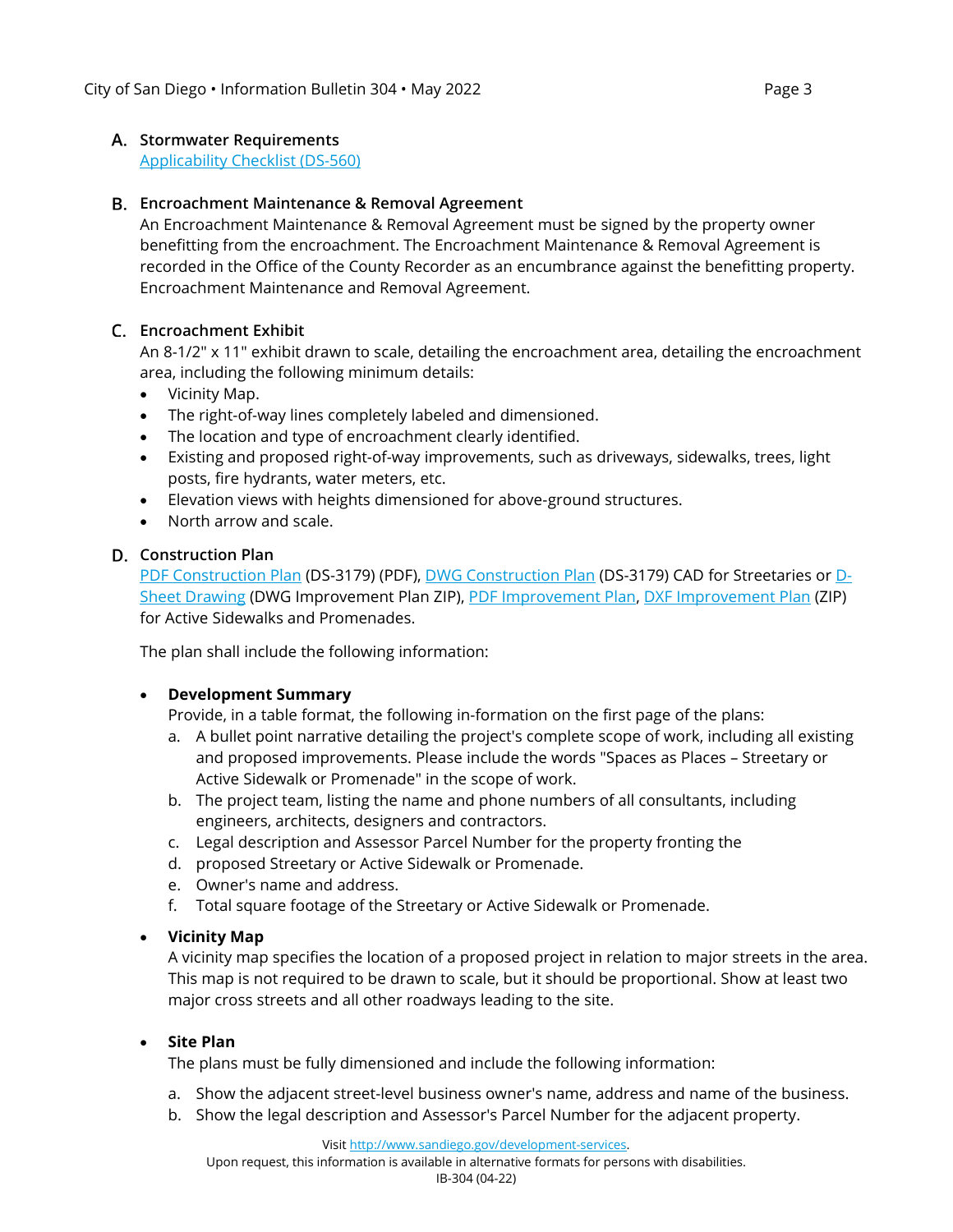### A. Stormwater Requirements

[Applicability Checklist (DS-560)]

### B. Encroachment Maintenance & Removal Agreement

An Encroachment Maintenance & Removal Agreement must be signed by the property owner benefitting from the encroachment. The Encroachment Maintenance & Removal Agreement is recorded in the Office of the County Recorder as an encumbrance against the benefitting property. Encroachment Maintenance and Removal Agreement.

### C. Encroachment Exhibit

An 8-1/2" x 11" exhibit drawn to scale, detailing the encroachment area, detailing the encroachment area, including the following minimum details:

- Vicinity Map.
- The right-of-way lines completely labeled and dimensioned.
- The location and type of encroachment clearly identified.
- Existing and proposed right-of-way improvements, such as driveways, sidewalks, trees, light posts, fire hydrants, water meters, etc.
- Elevation views with heights dimensioned for above-ground structures.
- North arrow and scale.

### D. Construction Plan

PDF Construction Plan (DS-3179) (PDF), DWG Construction Plan (DS-3179) CAD for Streetaries or D-Sheet Drawing (DWG Improvement Plan ZIP), PDF Improvement Plan, DXF Improvement Plan (ZIP) for Active Sidewalks and Promenades.

The plan shall include the following information:

- **Development Summary**
  Provide, in a table format, the following in-formation on the first page of the plans:
  a. A bullet point narrative detailing the project's complete scope of work, including all existing and proposed improvements. Please include the words "Spaces as Places – Streetary or Active Sidewalk or Promenade" in the scope of work.
  b. The project team, listing the name and phone numbers of all consultants, including engineers, architects, designers and contractors.
  c. Legal description and Assessor Parcel Number for the property fronting the
  d. proposed Streetary or Active Sidewalk or Promenade.
  e. Owner's name and address.
  f. Total square footage of the Streetary or Active Sidewalk or Promenade.

- **Vicinity Map**
  A vicinity map specifies the location of a proposed project in relation to major streets in the area. This map is not required to be drawn to scale, but it should be proportional. Show at least two major cross streets and all other roadways leading to the site.

- **Site Plan**
  The plans must be fully dimensioned and include the following information:
  a. Show the adjacent street-level business owner's name, address and name of the business.
  b. Show the legal description and Assessor's Parcel Number for the adjacent property.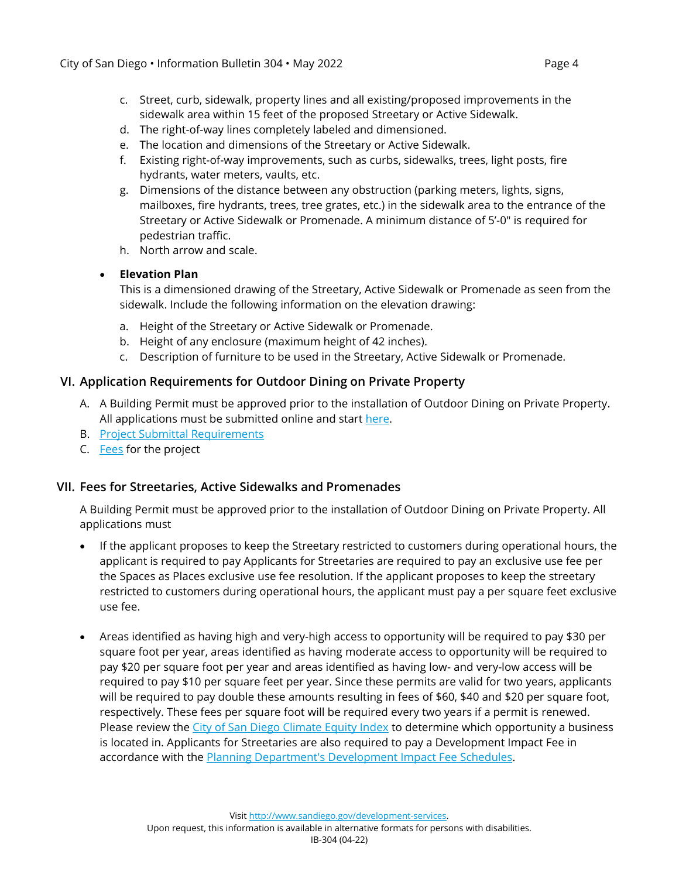c. Street, curb, sidewalk, property lines and all existing/proposed improvements in the sidewalk area within 15 feet of the proposed Streetary or Active Sidewalk.
d. The right-of-way lines completely labeled and dimensioned.
e. The location and dimensions of the Streetary or Active Sidewalk.
f. Existing right-of-way improvements, such as curbs, sidewalks, trees, light posts, fire hydrants, water meters, vaults, etc.
g. Dimensions of the distance between any obstruction (parking meters, lights, signs, mailboxes, fire hydrants, trees, tree grates, etc.) in the sidewalk area to the entrance of the Streetary or Active Sidewalk or Promenade. A minimum distance of 5'-0" is required for pedestrian traffic.
h. North arrow and scale.

- **Elevation Plan**
  This is a dimensioned drawing of the Streetary, Active Sidewalk or Promenade as seen from the sidewalk. Include the following information on the elevation drawing:

  a. Height of the Streetary or Active Sidewalk or Promenade.
  b. Height of any enclosure (maximum height of 42 inches).
  c. Description of furniture to be used in the Streetary, Active Sidewalk or Promenade.

## VI. Application Requirements for Outdoor Dining on Private Property

A. A Building Permit must be approved prior to the installation of Outdoor Dining on Private Property. All applications must be submitted online and start here.
B. Project Submittal Requirements
C. Fees for the project

## VII. Fees for Streetaries, Active Sidewalks and Promenades

A Building Permit must be approved prior to the installation of Outdoor Dining on Private Property. All applications must

- If the applicant proposes to keep the Streetary restricted to customers during operational hours, the applicant is required to pay Applicants for Streetaries are required to pay an exclusive use fee per the Spaces as Places exclusive use fee resolution. If the applicant proposes to keep the streetary restricted to customers during operational hours, the applicant must pay a per square feet exclusive use fee.

- Areas identified as having high and very-high access to opportunity will be required to pay $30 per square foot per year, areas identified as having moderate access to opportunity will be required to pay $20 per square foot per year and areas identified as having low- and very-low access will be required to pay $10 per square feet per year. Since these permits are valid for two years, applicants will be required to pay double these amounts resulting in fees of $60, $40 and $20 per square foot, respectively. These fees per square foot will be required every two years if a permit is renewed. Please review the City of San Diego Climate Equity Index to determine which opportunity a business is located in. Applicants for Streetaries are also required to pay a Development Impact Fee in accordance with the Planning Department's Development Impact Fee Schedules.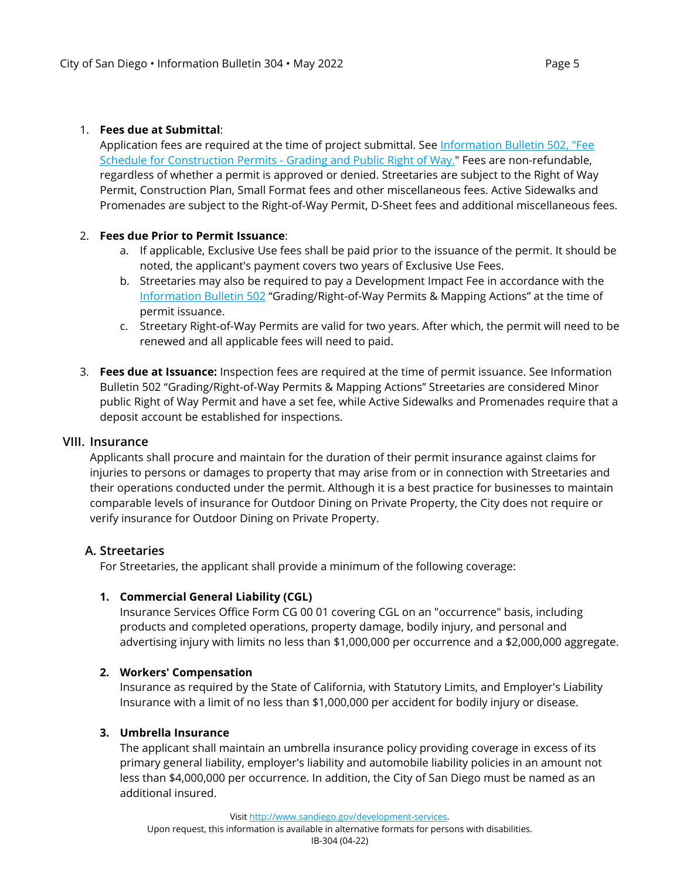1. **Fees due at Submittal**:
   Application fees are required at the time of project submittal. See [Information Bulletin 502, "Fee Schedule for Construction Permits - Grading and Public Right of Way."]() Fees are non-refundable, regardless of whether a permit is approved or denied. Streetaries are subject to the Right of Way Permit, Construction Plan, Small Format fees and other miscellaneous fees. Active Sidewalks and Promenades are subject to the Right-of-Way Permit, D-Sheet fees and additional miscellaneous fees.

2. **Fees due Prior to Permit Issuance**:
   a. If applicable, Exclusive Use fees shall be paid prior to the issuance of the permit. It should be noted, the applicant's payment covers two years of Exclusive Use Fees.
   b. Streetaries may also be required to pay a Development Impact Fee in accordance with the [Information Bulletin 502]() "Grading/Right-of-Way Permits & Mapping Actions" at the time of permit issuance.
   c. Streetary Right-of-Way Permits are valid for two years. After which, the permit will need to be renewed and all applicable fees will need to paid.

3. **Fees due at Issuance:** Inspection fees are required at the time of permit issuance. See Information Bulletin 502 "Grading/Right-of-Way Permits & Mapping Actions" Streetaries are considered Minor public Right of Way Permit and have a set fee, while Active Sidewalks and Promenades require that a deposit account be established for inspections.

## VIII. Insurance

Applicants shall procure and maintain for the duration of their permit insurance against claims for injuries to persons or damages to property that may arise from or in connection with Streetaries and their operations conducted under the permit. Although it is a best practice for businesses to maintain comparable levels of insurance for Outdoor Dining on Private Property, the City does not require or verify insurance for Outdoor Dining on Private Property.

### A. Streetaries

For Streetaries, the applicant shall provide a minimum of the following coverage:

1. **Commercial General Liability (CGL)**
   Insurance Services Office Form CG 00 01 covering CGL on an "occurrence" basis, including products and completed operations, property damage, bodily injury, and personal and advertising injury with limits no less than $1,000,000 per occurrence and a $2,000,000 aggregate.

2. **Workers' Compensation**
   Insurance as required by the State of California, with Statutory Limits, and Employer's Liability Insurance with a limit of no less than $1,000,000 per accident for bodily injury or disease.

3. **Umbrella Insurance**
   The applicant shall maintain an umbrella insurance policy providing coverage in excess of its primary general liability, employer's liability and automobile liability policies in an amount not less than $4,000,000 per occurrence. In addition, the City of San Diego must be named as an additional insured.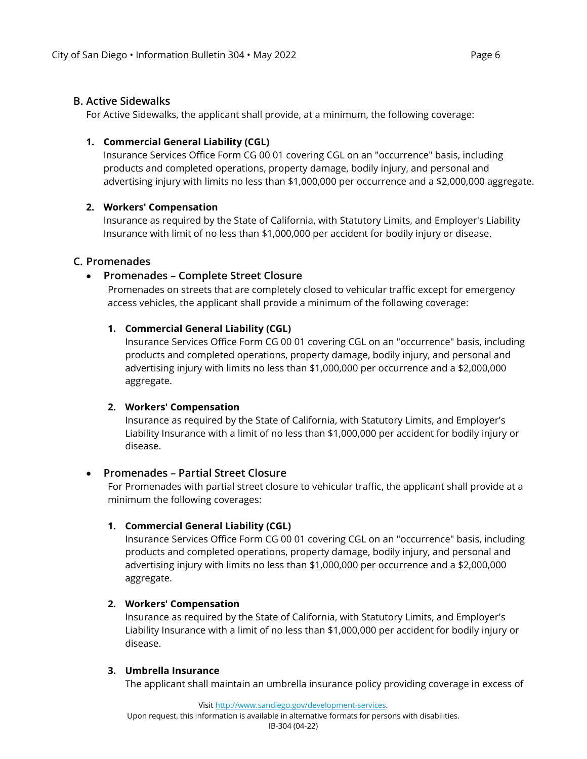### B. Active Sidewalks

For Active Sidewalks, the applicant shall provide, at a minimum, the following coverage:

1. **Commercial General Liability (CGL)**
   Insurance Services Office Form CG 00 01 covering CGL on an "occurrence" basis, including products and completed operations, property damage, bodily injury, and personal and advertising injury with limits no less than $1,000,000 per occurrence and a $2,000,000 aggregate.

2. **Workers' Compensation**
   Insurance as required by the State of California, with Statutory Limits, and Employer's Liability Insurance with limit of no less than $1,000,000 per accident for bodily injury or disease.

### C. Promenades

- **Promenades – Complete Street Closure**
  Promenades on streets that are completely closed to vehicular traffic except for emergency access vehicles, the applicant shall provide a minimum of the following coverage:

  1. **Commercial General Liability (CGL)**
     Insurance Services Office Form CG 00 01 covering CGL on an "occurrence" basis, including products and completed operations, property damage, bodily injury, and personal and advertising injury with limits no less than $1,000,000 per occurrence and a $2,000,000 aggregate.

  2. **Workers' Compensation**
     Insurance as required by the State of California, with Statutory Limits, and Employer's Liability Insurance with a limit of no less than $1,000,000 per accident for bodily injury or disease.

- **Promenades – Partial Street Closure**
  For Promenades with partial street closure to vehicular traffic, the applicant shall provide at a minimum the following coverages:

  1. **Commercial General Liability (CGL)**
     Insurance Services Office Form CG 00 01 covering CGL on an "occurrence" basis, including products and completed operations, property damage, bodily injury, and personal and advertising injury with limits no less than $1,000,000 per occurrence and a $2,000,000 aggregate.

  2. **Workers' Compensation**
     Insurance as required by the State of California, with Statutory Limits, and Employer's Liability Insurance with a limit of no less than $1,000,000 per accident for bodily injury or disease.

  3. **Umbrella Insurance**
     The applicant shall maintain an umbrella insurance policy providing coverage in excess of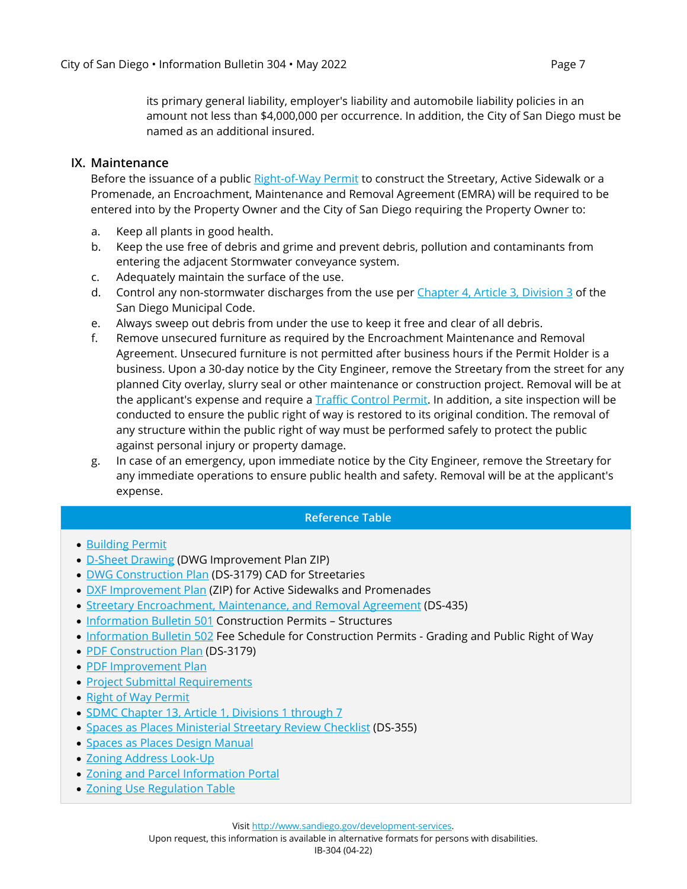its primary general liability, employer's liability and automobile liability policies in an amount not less than $4,000,000 per occurrence. In addition, the City of San Diego must be named as an additional insured.

## IX. Maintenance

Before the issuance of a public Right-of-Way Permit to construct the Streetary, Active Sidewalk or a Promenade, an Encroachment, Maintenance and Removal Agreement (EMRA) will be required to be entered into by the Property Owner and the City of San Diego requiring the Property Owner to:

a. Keep all plants in good health.
b. Keep the use free of debris and grime and prevent debris, pollution and contaminants from entering the adjacent Stormwater conveyance system.
c. Adequately maintain the surface of the use.
d. Control any non-stormwater discharges from the use per Chapter 4, Article 3, Division 3 of the San Diego Municipal Code.
e. Always sweep out debris from under the use to keep it free and clear of all debris.
f. Remove unsecured furniture as required by the Encroachment Maintenance and Removal Agreement. Unsecured furniture is not permitted after business hours if the Permit Holder is a business. Upon a 30-day notice by the City Engineer, remove the Streetary from the street for any planned City overlay, slurry seal or other maintenance or construction project. Removal will be at the applicant's expense and require a Traffic Control Permit. In addition, a site inspection will be conducted to ensure the public right of way is restored to its original condition. The removal of any structure within the public right of way must be performed safely to protect the public against personal injury or property damage.
g. In case of an emergency, upon immediate notice by the City Engineer, remove the Streetary for any immediate operations to ensure public health and safety. Removal will be at the applicant's expense.

| Reference Table |
|---|
| • Building Permit<br>• D-Sheet Drawing (DWG Improvement Plan ZIP)<br>• DWG Construction Plan (DS-3179) CAD for Streetaries<br>• DXF Improvement Plan (ZIP) for Active Sidewalks and Promenades<br>• Streetary Encroachment, Maintenance, and Removal Agreement (DS-435)<br>• Information Bulletin 501 Construction Permits – Structures<br>• Information Bulletin 502 Fee Schedule for Construction Permits - Grading and Public Right of Way<br>• PDF Construction Plan (DS-3179)<br>• PDF Improvement Plan<br>• Project Submittal Requirements<br>• Right of Way Permit<br>• SDMC Chapter 13, Article 1, Divisions 1 through 7<br>• Spaces as Places Ministerial Streetary Review Checklist (DS-355)<br>• Spaces as Places Design Manual<br>• Zoning Address Look-Up<br>• Zoning and Parcel Information Portal<br>• Zoning Use Regulation Table |

Visit http://www.sandiego.gov/development-services.
Upon request, this information is available in alternative formats for persons with disabilities.
IB-304 (04-22)